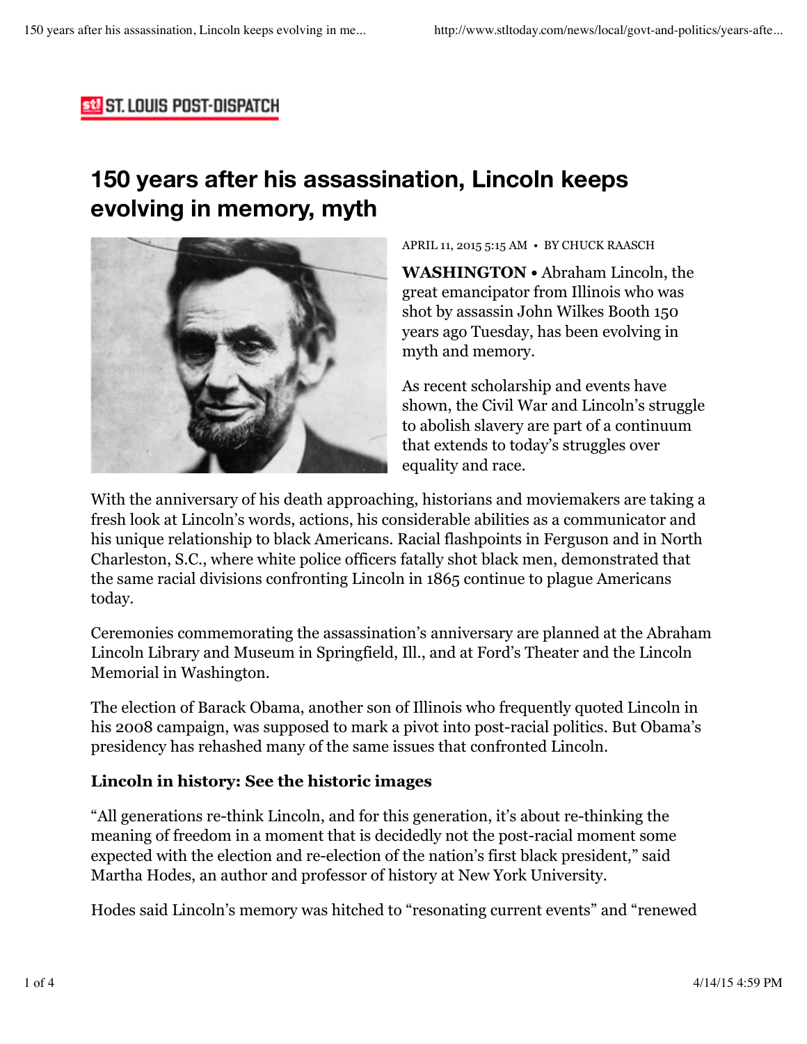ST. LOUIS POST-DISPATCH

# 150 years after his assassination, Lincoln keeps evolving in memory, myth

APRIL 11, 2015 5:15 AM • BY CHUCK RAASCH

**WASHINGTON •** Abraham Lincoln, the great emancipator from Illinois who was shot by assassin John Wilkes Booth 150 years ago Tuesday, has been evolving in myth and memory.

As recent scholarship and events have shown, the Civil War and Lincoln's struggle to abolish slavery are part of a continuum that extends to today's struggles over equality and race.

With the anniversary of his death approaching, historians and moviemakers are taking a fresh look at Lincoln's words, actions, his considerable abilities as a communicator and his unique relationship to black Americans. Racial flashpoints in Ferguson and in North Charleston, S.C., where white police officers fatally shot black men, demonstrated that the same racial divisions confronting Lincoln in 1865 continue to plague Americans today.

Ceremonies commemorating the assassination's anniversary are planned at the Abraham Lincoln Library and Museum in Springfield, Ill., and at Ford's Theater and the Lincoln Memorial in Washington.

The election of Barack Obama, another son of Illinois who frequently quoted Lincoln in his 2008 campaign, was supposed to mark a pivot into post-racial politics. But Obama's presidency has rehashed many of the same issues that confronted Lincoln.

**Lincoln in history: See the historic images**

"All generations re-think Lincoln, and for this generation, it's about re-thinking the meaning of freedom in a moment that is decidedly not the post-racial moment some expected with the election and re-election of the nation's first black president," said Martha Hodes, an author and professor of history at New York University.

Hodes said Lincoln's memory was hitched to "resonating current events" and "renewed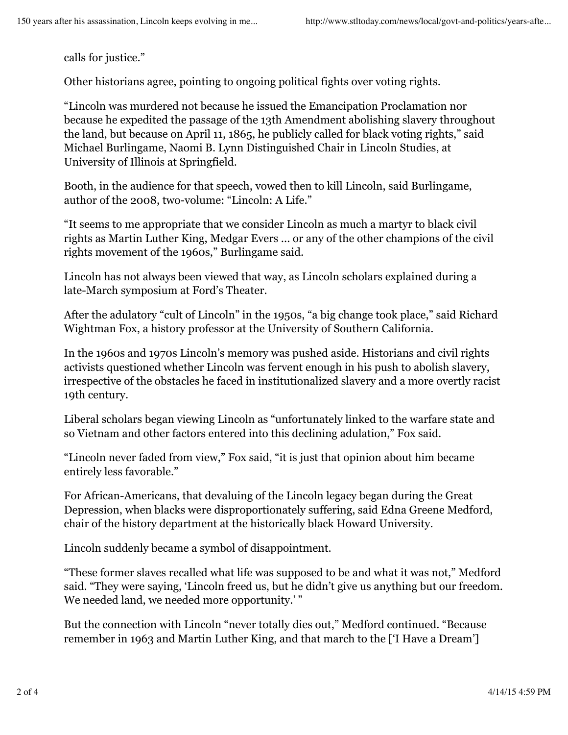calls for justice."

Other historians agree, pointing to ongoing political fights over voting rights.

"Lincoln was murdered not because he issued the Emancipation Proclamation nor because he expedited the passage of the 13th Amendment abolishing slavery throughout the land, but because on April 11, 1865, he publicly called for black voting rights," said Michael Burlingame, Naomi B. Lynn Distinguished Chair in Lincoln Studies, at University of Illinois at Springfield.

Booth, in the audience for that speech, vowed then to kill Lincoln, said Burlingame, author of the 2008, two-volume: "Lincoln: A Life."

"It seems to me appropriate that we consider Lincoln as much a martyr to black civil rights as Martin Luther King, Medgar Evers ... or any of the other champions of the civil rights movement of the 1960s," Burlingame said.

Lincoln has not always been viewed that way, as Lincoln scholars explained during a late-March symposium at Ford's Theater.

After the adulatory "cult of Lincoln" in the 1950s, "a big change took place," said Richard Wightman Fox, a history professor at the University of Southern California.

In the 1960s and 1970s Lincoln's memory was pushed aside. Historians and civil rights activists questioned whether Lincoln was fervent enough in his push to abolish slavery, irrespective of the obstacles he faced in institutionalized slavery and a more overtly racist 19th century.

Liberal scholars began viewing Lincoln as "unfortunately linked to the warfare state and so Vietnam and other factors entered into this declining adulation," Fox said.

"Lincoln never faded from view," Fox said, "it is just that opinion about him became entirely less favorable."

For African-Americans, that devaluing of the Lincoln legacy began during the Great Depression, when blacks were disproportionately suffering, said Edna Greene Medford, chair of the history department at the historically black Howard University.

Lincoln suddenly became a symbol of disappointment.

"These former slaves recalled what life was supposed to be and what it was not," Medford said. "They were saying, 'Lincoln freed us, but he didn't give us anything but our freedom. We needed land, we needed more opportunity.' "

But the connection with Lincoln "never totally dies out," Medford continued. "Because remember in 1963 and Martin Luther King, and that march to the ['I Have a Dream']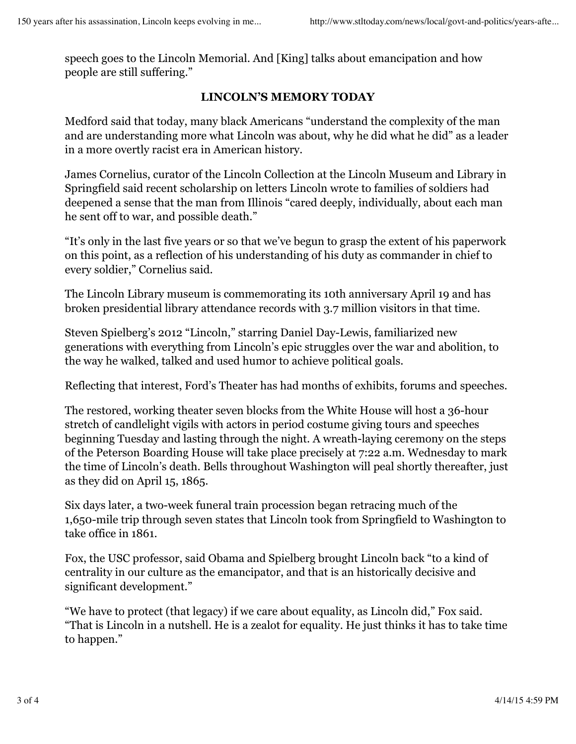speech goes to the Lincoln Memorial. And [King] talks about emancipation and how people are still suffering."

## LINCOLN'S MEMORY TODAY

Medford said that today, many black Americans "understand the complexity of the man and are understanding more what Lincoln was about, why he did what he did" as a leader in a more overtly racist era in American history.

James Cornelius, curator of the Lincoln Collection at the Lincoln Museum and Library in Springfield said recent scholarship on letters Lincoln wrote to families of soldiers had deepened a sense that the man from Illinois "cared deeply, individually, about each man he sent off to war, and possible death."

"It's only in the last five years or so that we've begun to grasp the extent of his paperwork on this point, as a reflection of his understanding of his duty as commander in chief to every soldier," Cornelius said.

The Lincoln Library museum is commemorating its 10th anniversary April 19 and has broken presidential library attendance records with 3.7 million visitors in that time.

Steven Spielberg's 2012 "Lincoln," starring Daniel Day-Lewis, familiarized new generations with everything from Lincoln's epic struggles over the war and abolition, to the way he walked, talked and used humor to achieve political goals.

Reflecting that interest, Ford's Theater has had months of exhibits, forums and speeches.

The restored, working theater seven blocks from the White House will host a 36-hour stretch of candlelight vigils with actors in period costume giving tours and speeches beginning Tuesday and lasting through the night. A wreath-laying ceremony on the steps of the Peterson Boarding House will take place precisely at 7:22 a.m. Wednesday to mark the time of Lincoln's death. Bells throughout Washington will peal shortly thereafter, just as they did on April 15, 1865.

Six days later, a two-week funeral train procession began retracing much of the 1,650-mile trip through seven states that Lincoln took from Springfield to Washington to take office in 1861.

Fox, the USC professor, said Obama and Spielberg brought Lincoln back "to a kind of centrality in our culture as the emancipator, and that is an historically decisive and significant development."

"We have to protect (that legacy) if we care about equality, as Lincoln did," Fox said. "That is Lincoln in a nutshell. He is a zealot for equality. He just thinks it has to take time to happen."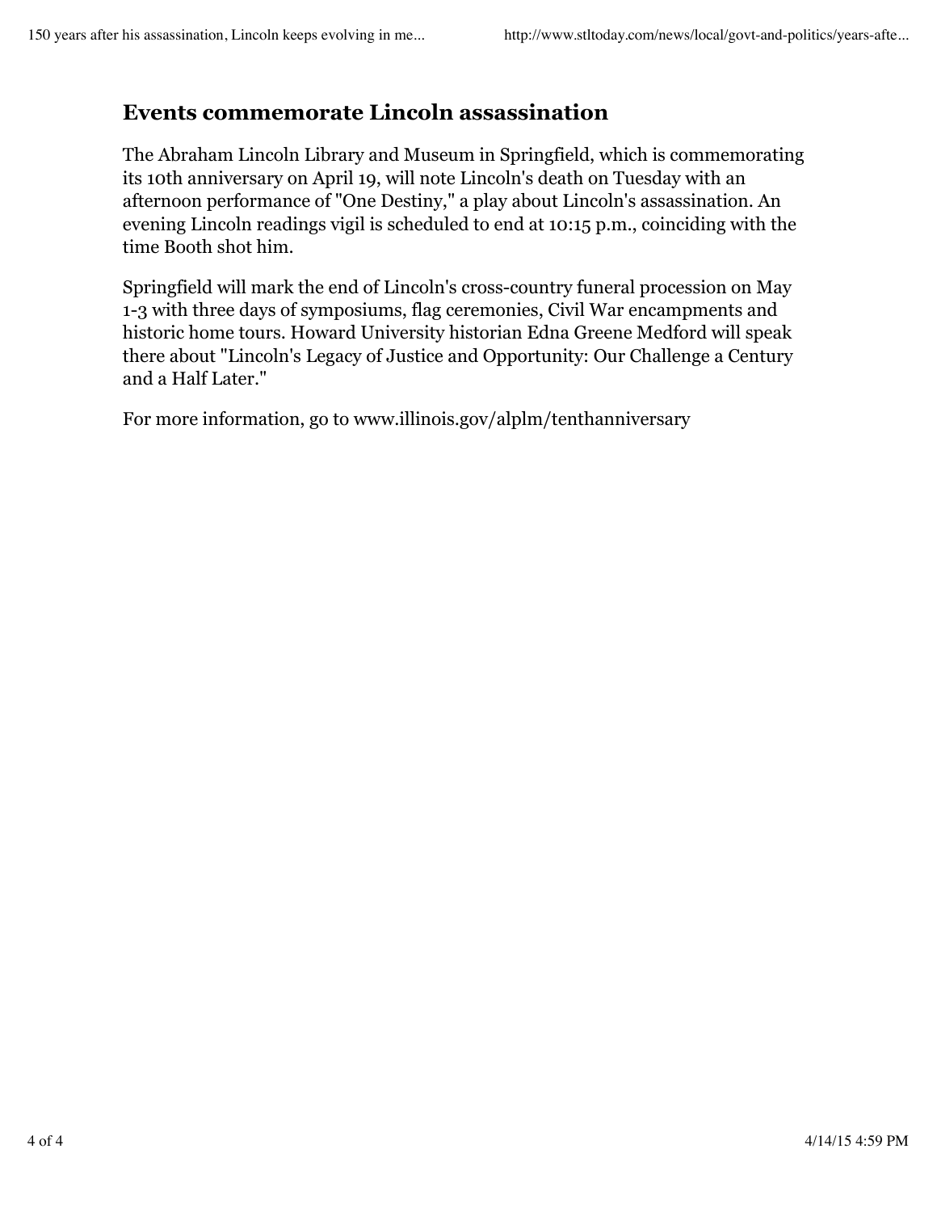## Events commemorate Lincoln assassination

The Abraham Lincoln Library and Museum in Springfield, which is commemorating its 10th anniversary on April 19, will note Lincoln's death on Tuesday with an afternoon performance of "One Destiny," a play about Lincoln's assassination. An evening Lincoln readings vigil is scheduled to end at 10:15 p.m., coinciding with the time Booth shot him.

Springfield will mark the end of Lincoln's cross-country funeral procession on May 1-3 with three days of symposiums, flag ceremonies, Civil War encampments and historic home tours. Howard University historian Edna Greene Medford will speak there about "Lincoln's Legacy of Justice and Opportunity: Our Challenge a Century and a Half Later."

For more information, go to www.illinois.gov/alplm/tenthanniversary